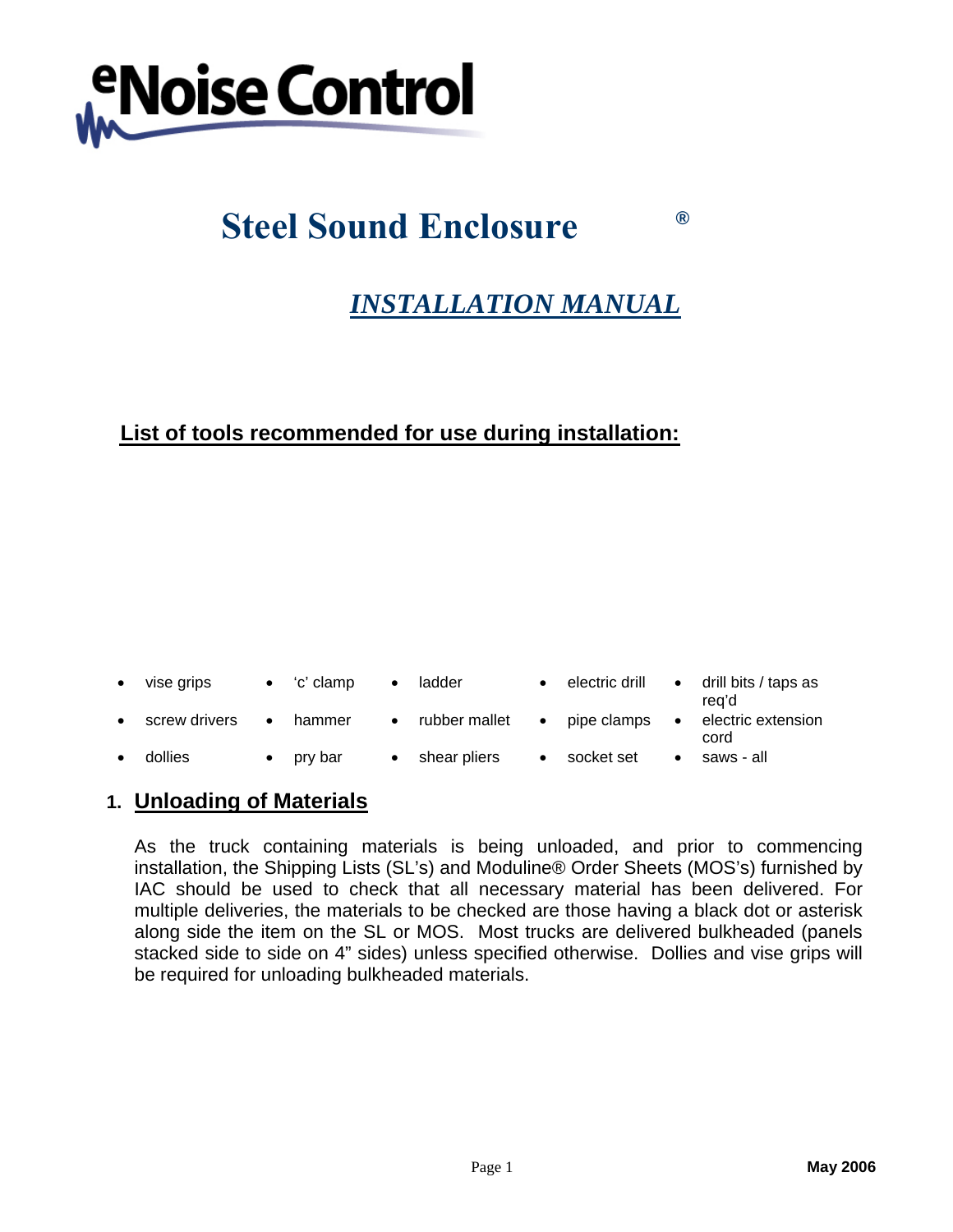eNoise Control

# Steel Sound Enclosure®

## *INSTALLATION MANUAL*

### List of tools recommended for use during installation:

- vise grips
- screw drivers
- dollies
- 'c' clamp
- hammer
- pry bar
- ladder
- rubber mallet
- shear pliers
- electric drill
- pipe clamps
- socket set
- drill bits / taps as req'd
- electric extension cord
- saws - all

## 1. Unloading of Materials

As the truck containing materials is being unloaded, and prior to commencing installation, the Shipping Lists (SL's) and Moduline® Order Sheets (MOS's) furnished by IAC should be used to check that all necessary material has been delivered. For multiple deliveries, the materials to be checked are those having a black dot or asterisk along side the item on the SL or MOS. Most trucks are delivered bulkheaded (panels stacked side to side on 4" sides) unless specified otherwise. Dollies and vise grips will be required for unloading bulkheaded materials.

May 2006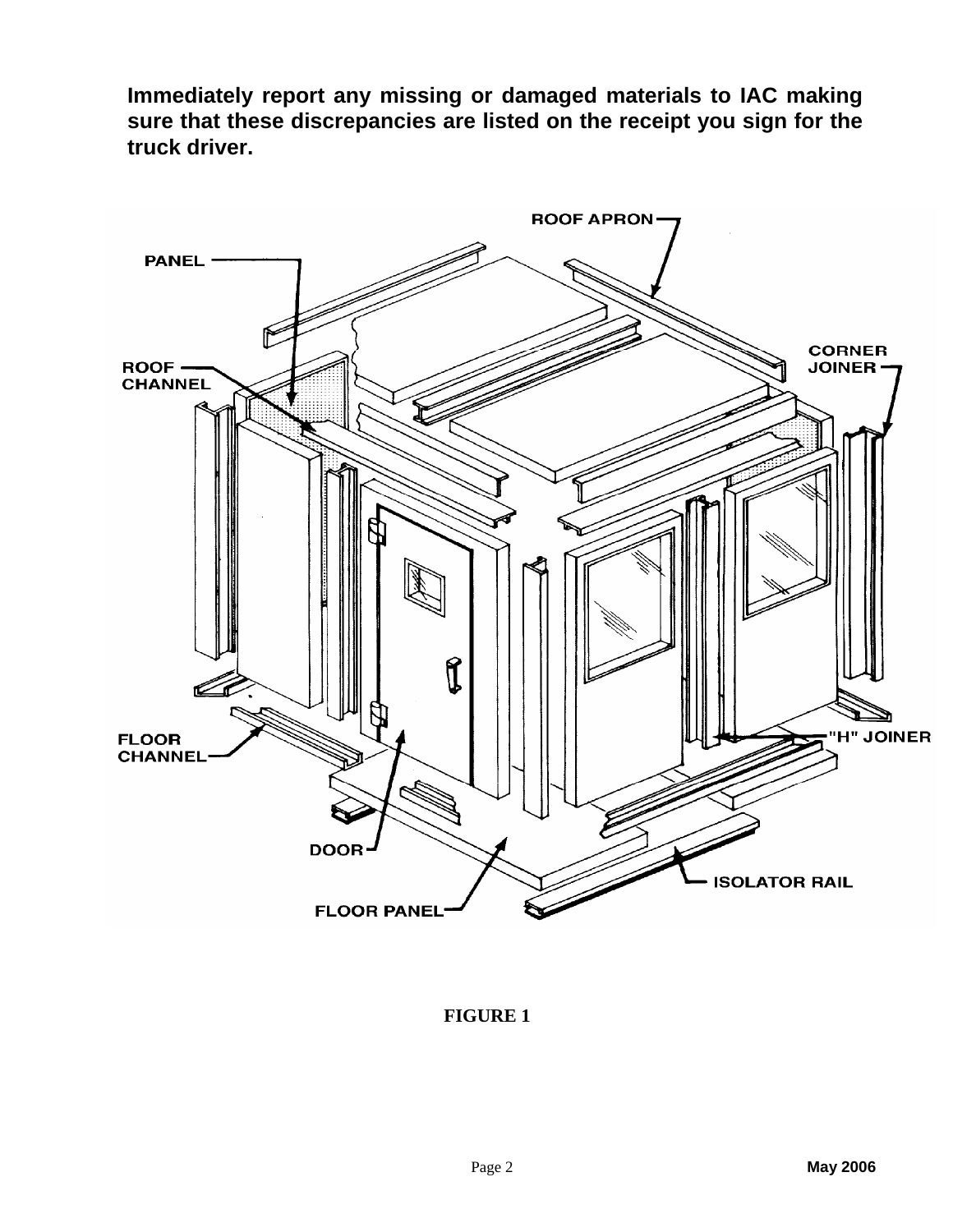**Immediately report any missing or damaged materials to IAC making sure that these discrepancies are listed on the receipt you sign for the truck driver.**

ROOF APRON

PANEL

ROOF CHANNEL

CORNER JOINER

FLOOR CHANNEL

"H" JOINER

DOOR

ISOLATOR RAIL

FLOOR PANEL

**FIGURE 1**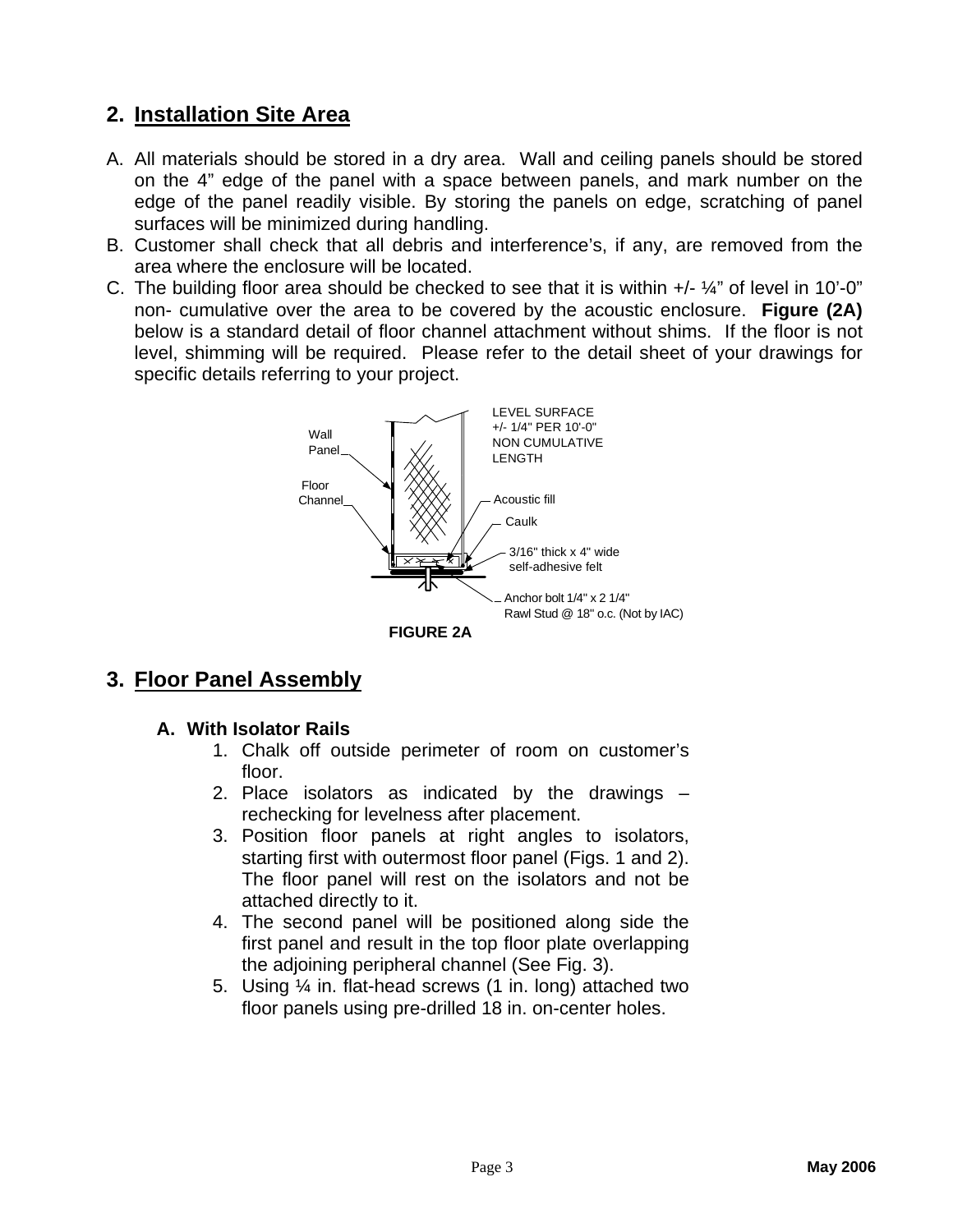## 2. Installation Site Area

A. All materials should be stored in a dry area. Wall and ceiling panels should be stored on the 4" edge of the panel with a space between panels, and mark number on the edge of the panel readily visible. By storing the panels on edge, scratching of panel surfaces will be minimized during handling.

B. Customer shall check that all debris and interference's, if any, are removed from the area where the enclosure will be located.

C. The building floor area should be checked to see that it is within +/- ¼" of level in 10'-0" non- cumulative over the area to be covered by the acoustic enclosure. **Figure (2A)** below is a standard detail of floor channel attachment without shims. If the floor is not level, shimming will be required. Please refer to the detail sheet of your drawings for specific details referring to your project.

Wall Panel

Floor Channel

LEVEL SURFACE +/- 1/4" PER 10'-0" NON CUMULATIVE LENGTH

Acoustic fill

Caulk

3/16" thick x 4" wide self-adhesive felt

Anchor bolt 1/4" x 2 1/4" Rawl Stud @ 18" o.c. (Not by IAC)

**FIGURE 2A**

## 3. Floor Panel Assembly

### A. With Isolator Rails

1. Chalk off outside perimeter of room on customer's floor.
2. Place isolators as indicated by the drawings – rechecking for levelness after placement.
3. Position floor panels at right angles to isolators, starting first with outermost floor panel (Figs. 1 and 2). The floor panel will rest on the isolators and not be attached directly to it.
4. The second panel will be positioned along side the first panel and result in the top floor plate overlapping the adjoining peripheral channel (See Fig. 3).
5. Using ¼ in. flat-head screws (1 in. long) attached two floor panels using pre-drilled 18 in. on-center holes.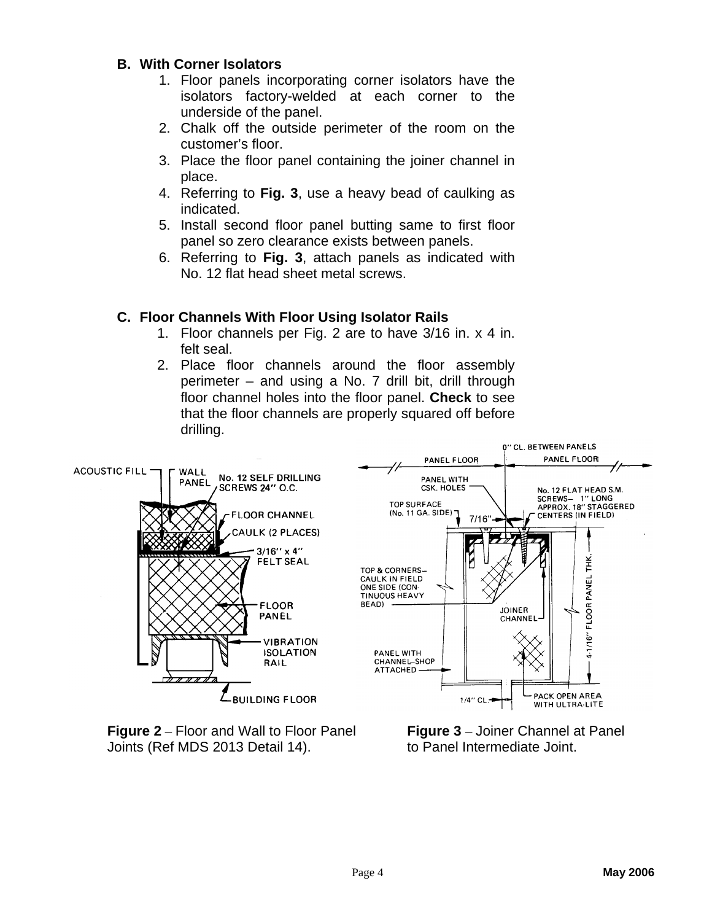**B. With Corner Isolators**

1. Floor panels incorporating corner isolators have the isolators factory-welded at each corner to the underside of the panel.
2. Chalk off the outside perimeter of the room on the customer's floor.
3. Place the floor panel containing the joiner channel in place.
4. Referring to **Fig. 3**, use a heavy bead of caulking as indicated.
5. Install second floor panel butting same to first floor panel so zero clearance exists between panels.
6. Referring to **Fig. 3**, attach panels as indicated with No. 12 flat head sheet metal screws.

**C. Floor Channels With Floor Using Isolator Rails**

1. Floor channels per Fig. 2 are to have 3/16 in. x 4 in. felt seal.
2. Place floor channels around the floor assembly perimeter – and using a No. 7 drill bit, drill through floor channel holes into the floor panel. **Check** to see that the floor channels are properly squared off before drilling.

ACOUSTIC FILL
WALL PANEL
No. 12 SELF DRILLING SCREWS 24" O.C.
FLOOR CHANNEL
CAULK (2 PLACES)
3/16" x 4" FELT SEAL
FLOOR PANEL
VIBRATION ISOLATION RAIL
BUILDING FLOOR

**Figure 2** – Floor and Wall to Floor Panel Joints (Ref MDS 2013 Detail 14).

0" CL. BETWEEN PANELS
PANEL FLOOR
PANEL FLOOR
PANEL WITH CSK. HOLES
No. 12 FLAT HEAD S.M. SCREWS– 1" LONG APPROX. 18" STAGGERED CENTERS (IN FIELD)
TOP SURFACE (No. 11 GA. SIDE)
7/16"
TOP & CORNERS– CAULK IN FIELD ONE SIDE (CONTINUOUS HEAVY BEAD)
JOINER CHANNEL
4-1/16" FLOOR PANEL THK.
PANEL WITH CHANNEL–SHOP ATTACHED
1/4" CL.
PACK OPEN AREA WITH ULTRA-LITE

**Figure 3** – Joiner Channel at Panel to Panel Intermediate Joint.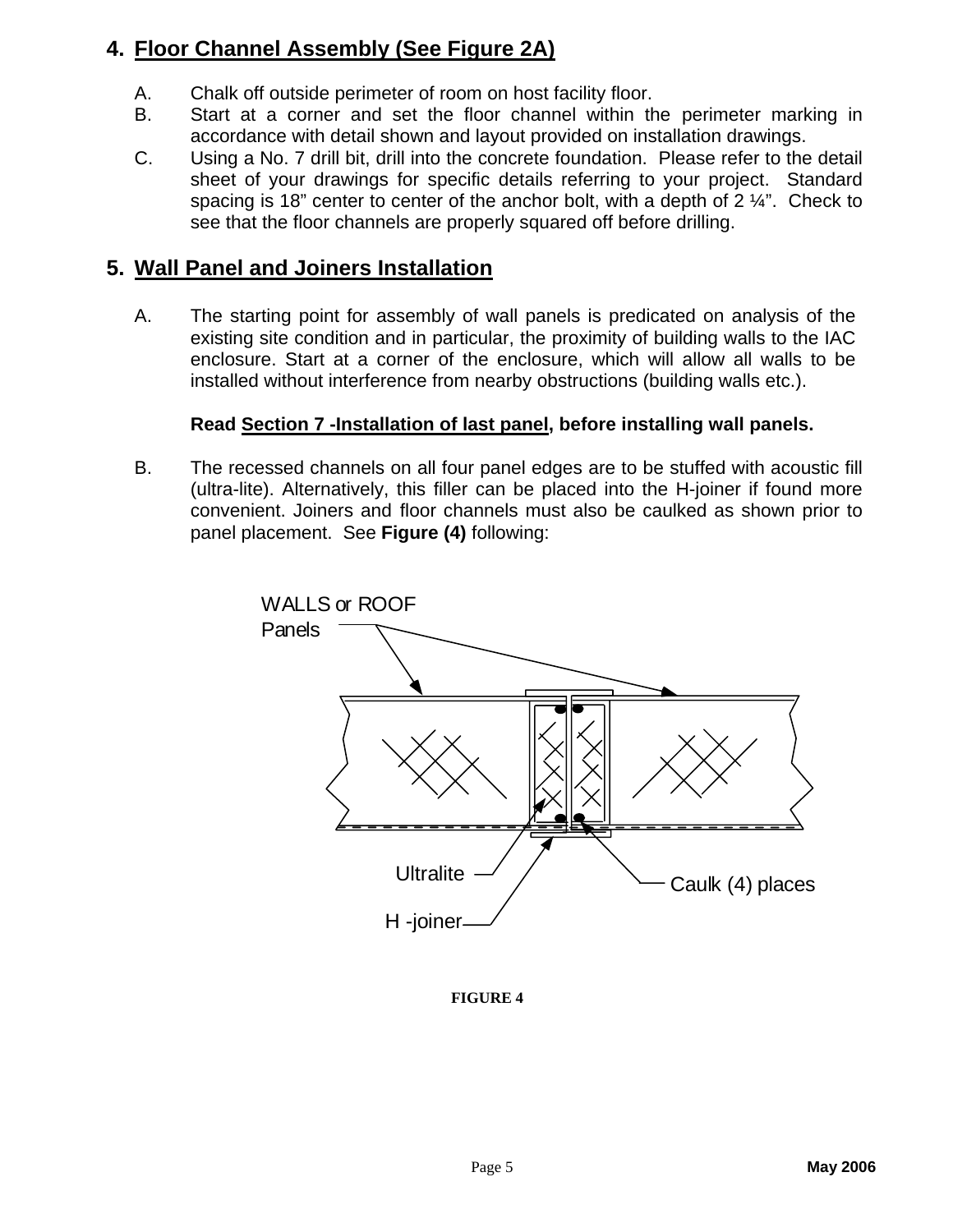## 4. Floor Channel Assembly (See Figure 2A)

A. Chalk off outside perimeter of room on host facility floor.

B. Start at a corner and set the floor channel within the perimeter marking in accordance with detail shown and layout provided on installation drawings.

C. Using a No. 7 drill bit, drill into the concrete foundation. Please refer to the detail sheet of your drawings for specific details referring to your project. Standard spacing is 18” center to center of the anchor bolt, with a depth of 2 ¼”. Check to see that the floor channels are properly squared off before drilling.

## 5. Wall Panel and Joiners Installation

A. The starting point for assembly of wall panels is predicated on analysis of the existing site condition and in particular, the proximity of building walls to the IAC enclosure. Start at a corner of the enclosure, which will allow all walls to be installed without interference from nearby obstructions (building walls etc.).

**Read Section 7 -Installation of last panel, before installing wall panels.**

B. The recessed channels on all four panel edges are to be stuffed with acoustic fill (ultra-lite). Alternatively, this filler can be placed into the H-joiner if found more convenient. Joiners and floor channels must also be caulked as shown prior to panel placement. See **Figure (4)** following:

WALLS or ROOF Panels

Ultralite

H -joiner

Caulk (4) places

**FIGURE 4**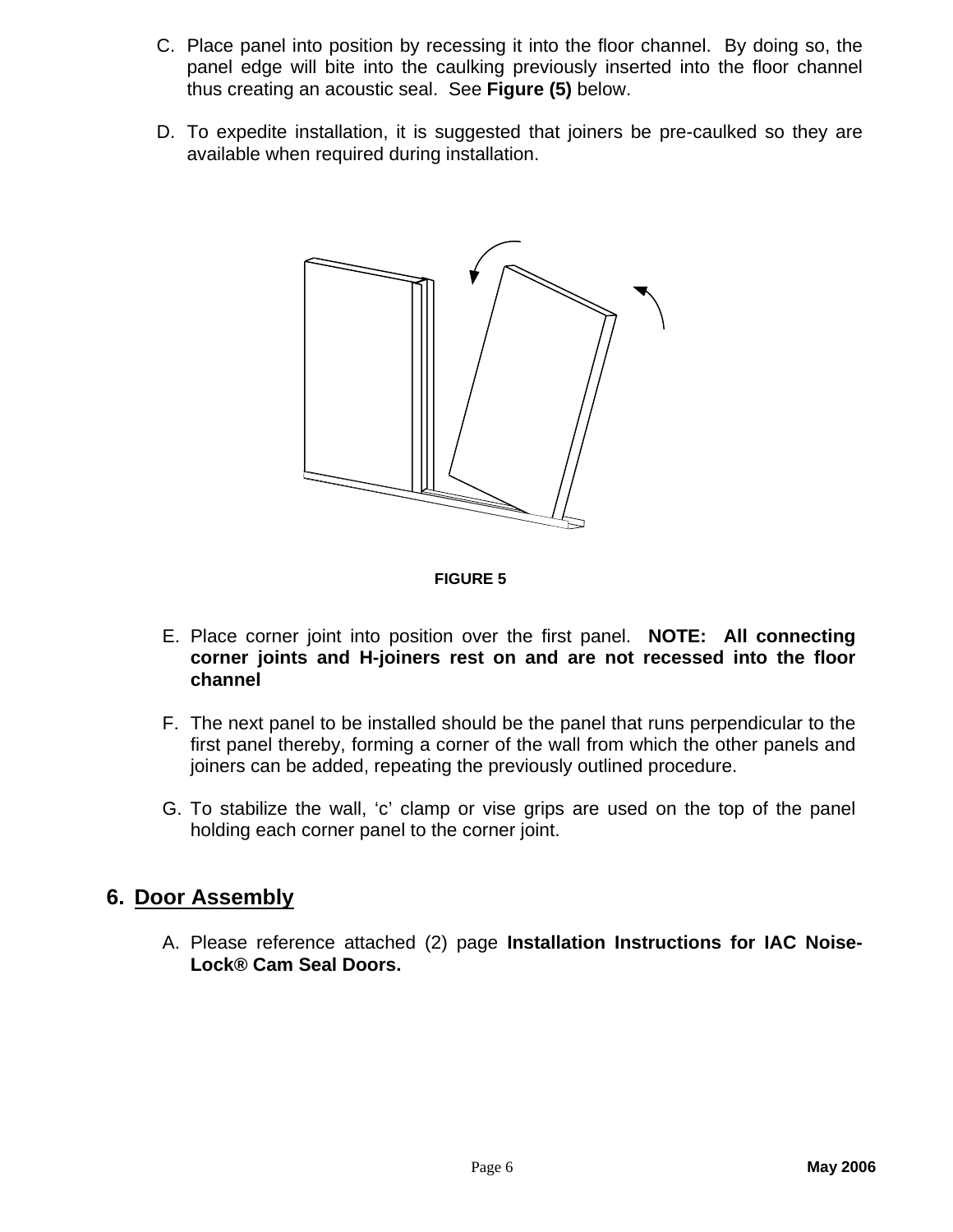C. Place panel into position by recessing it into the floor channel. By doing so, the panel edge will bite into the caulking previously inserted into the floor channel thus creating an acoustic seal. See **Figure (5)** below.

D. To expedite installation, it is suggested that joiners be pre-caulked so they are available when required during installation.

**FIGURE 5**

E. Place corner joint into position over the first panel. **NOTE: All connecting corner joints and H-joiners rest on and are not recessed into the floor channel**

F. The next panel to be installed should be the panel that runs perpendicular to the first panel thereby, forming a corner of the wall from which the other panels and joiners can be added, repeating the previously outlined procedure.

G. To stabilize the wall, 'c' clamp or vise grips are used on the top of the panel holding each corner panel to the corner joint.

## 6. Door Assembly

A. Please reference attached (2) page **Installation Instructions for IAC Noise-Lock® Cam Seal Doors.**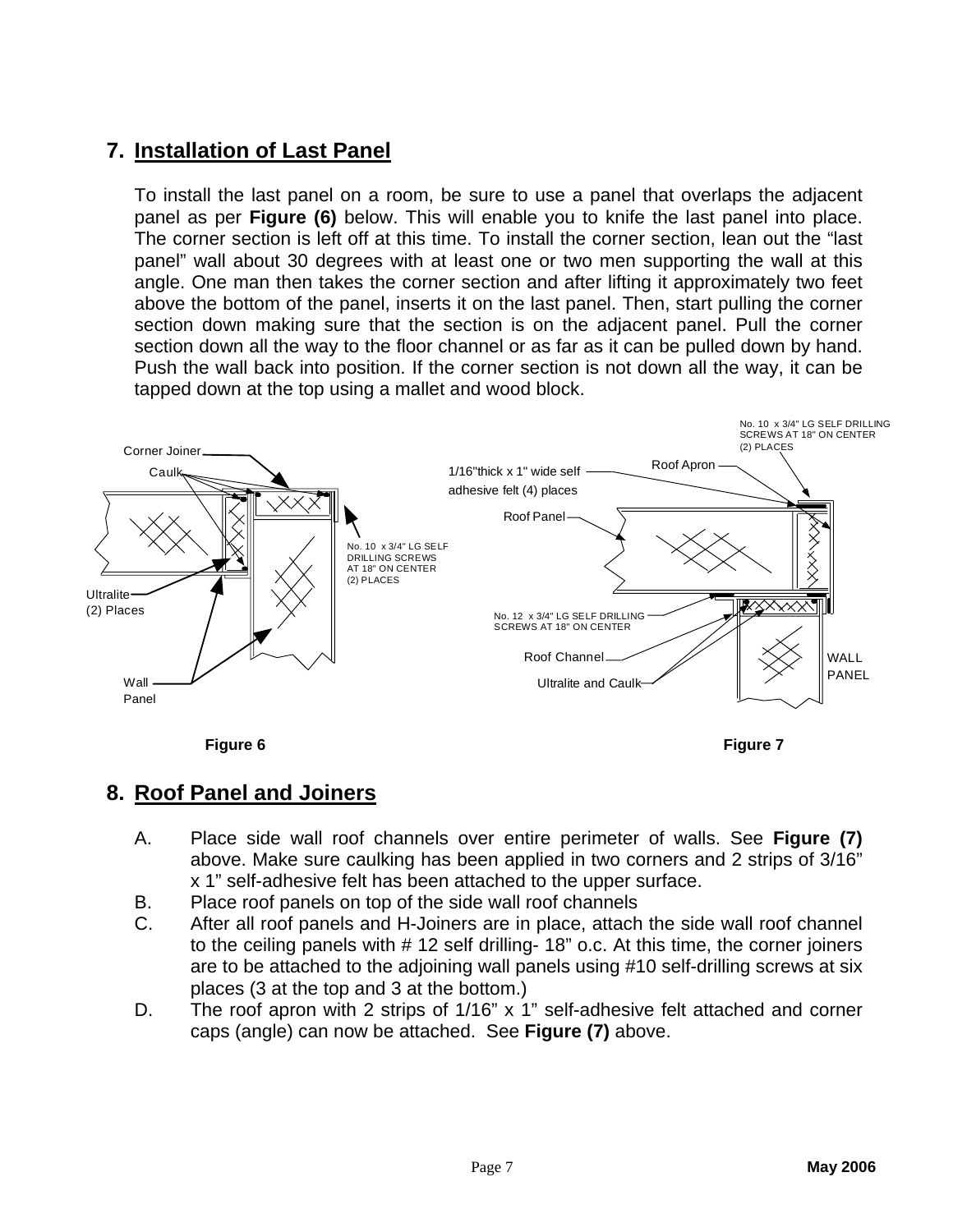## 7. Installation of Last Panel

To install the last panel on a room, be sure to use a panel that overlaps the adjacent panel as per **Figure (6)** below. This will enable you to knife the last panel into place. The corner section is left off at this time. To install the corner section, lean out the "last panel" wall about 30 degrees with at least one or two men supporting the wall at this angle. One man then takes the corner section and after lifting it approximately two feet above the bottom of the panel, inserts it on the last panel. Then, start pulling the corner section down making sure that the section is on the adjacent panel. Pull the corner section down all the way to the floor channel or as far as it can be pulled down by hand. Push the wall back into position. If the corner section is not down all the way, it can be tapped down at the top using a mallet and wood block.

Corner Joiner
Caulk
No. 10 x 3/4" LG SELF DRILLING SCREWS AT 18" ON CENTER (2) PLACES
Ultralite (2) Places
Wall Panel

**Figure 6**

No. 10 x 3/4" LG SELF DRILLING SCREWS AT 18" ON CENTER (2) PLACES
Roof Apron
1/16"thick x 1" wide self adhesive felt (4) places
Roof Panel
No. 12 x 3/4" LG SELF DRILLING SCREWS AT 18" ON CENTER
Roof Channel
Ultralite and Caulk
WALL PANEL

**Figure 7**

## 8. Roof Panel and Joiners

A. Place side wall roof channels over entire perimeter of walls. See **Figure (7)** above. Make sure caulking has been applied in two corners and 2 strips of 3/16" x 1" self-adhesive felt has been attached to the upper surface.

B. Place roof panels on top of the side wall roof channels

C. After all roof panels and H-Joiners are in place, attach the side wall roof channel to the ceiling panels with # 12 self drilling- 18" o.c. At this time, the corner joiners are to be attached to the adjoining wall panels using #10 self-drilling screws at six places (3 at the top and 3 at the bottom.)

D. The roof apron with 2 strips of 1/16" x 1" self-adhesive felt attached and corner caps (angle) can now be attached. See **Figure (7)** above.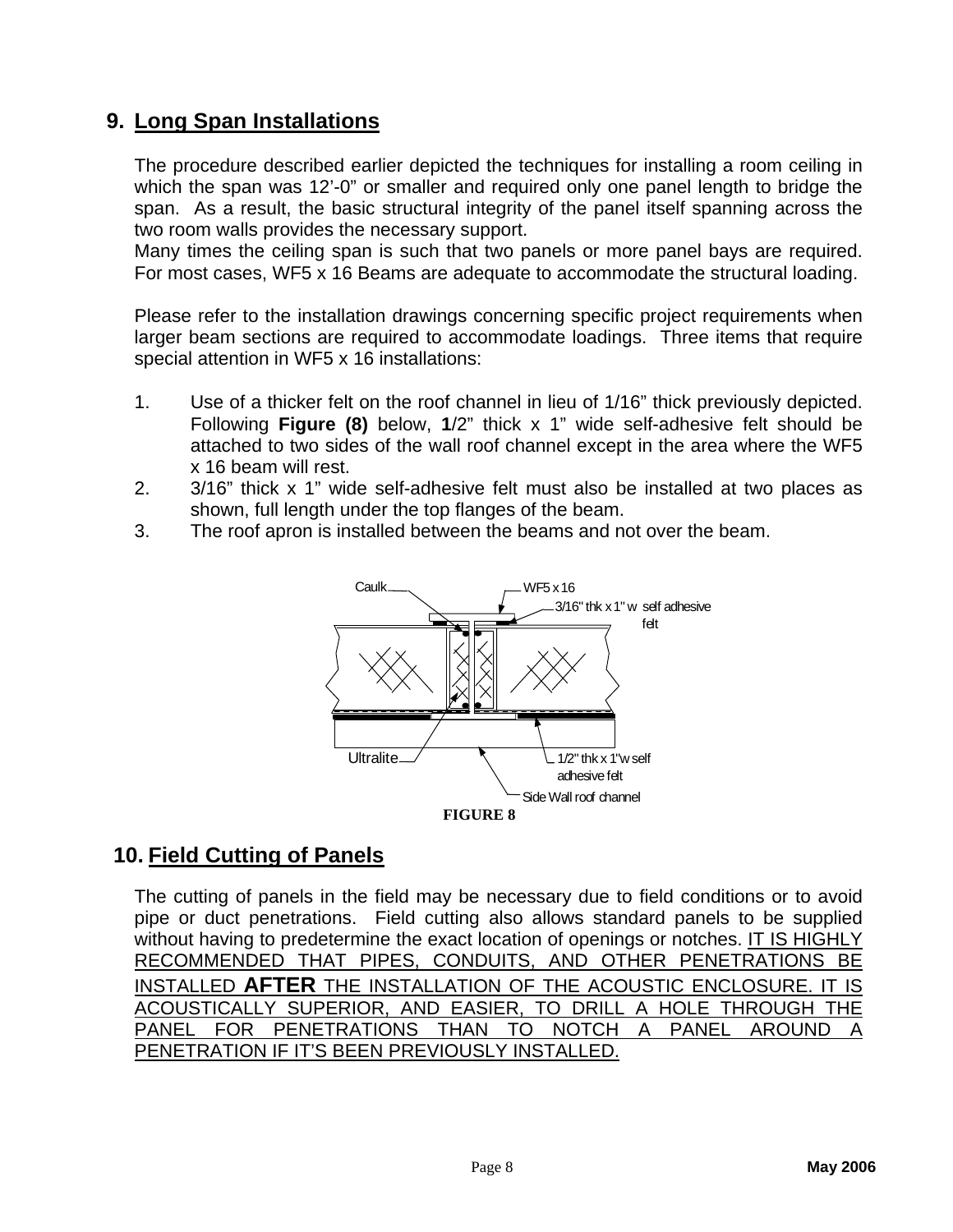## 9. Long Span Installations

The procedure described earlier depicted the techniques for installing a room ceiling in which the span was 12'-0" or smaller and required only one panel length to bridge the span. As a result, the basic structural integrity of the panel itself spanning across the two room walls provides the necessary support.
Many times the ceiling span is such that two panels or more panel bays are required. For most cases, WF5 x 16 Beams are adequate to accommodate the structural loading.

Please refer to the installation drawings concerning specific project requirements when larger beam sections are required to accommodate loadings. Three items that require special attention in WF5 x 16 installations:

1. Use of a thicker felt on the roof channel in lieu of 1/16" thick previously depicted. Following **Figure (8)** below, **1**/2" thick x 1" wide self-adhesive felt should be attached to two sides of the wall roof channel except in the area where the WF5 x 16 beam will rest.
2. 3/16" thick x 1" wide self-adhesive felt must also be installed at two places as shown, full length under the top flanges of the beam.
3. The roof apron is installed between the beams and not over the beam.

Caulk
WF5 x 16
3/16" thk x 1" w self adhesive felt
Ultralite
1/2" thk x 1"w self adhesive felt
Side Wall roof channel

**FIGURE 8**

## 10. Field Cutting of Panels

The cutting of panels in the field may be necessary due to field conditions or to avoid pipe or duct penetrations. Field cutting also allows standard panels to be supplied without having to predetermine the exact location of openings or notches. IT IS HIGHLY RECOMMENDED THAT PIPES, CONDUITS, AND OTHER PENETRATIONS BE INSTALLED **AFTER** THE INSTALLATION OF THE ACOUSTIC ENCLOSURE. IT IS ACOUSTICALLY SUPERIOR, AND EASIER, TO DRILL A HOLE THROUGH THE PANEL FOR PENETRATIONS THAN TO NOTCH A PANEL AROUND A PENETRATION IF IT'S BEEN PREVIOUSLY INSTALLED.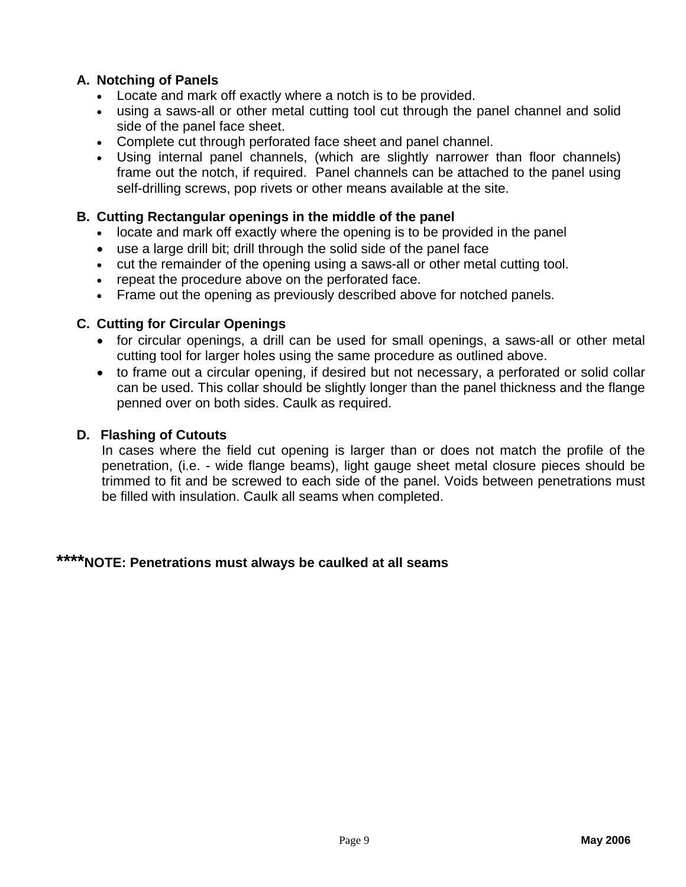### A. Notching of Panels

- Locate and mark off exactly where a notch is to be provided.
- using a saws-all or other metal cutting tool cut through the panel channel and solid side of the panel face sheet.
- Complete cut through perforated face sheet and panel channel.
- Using internal panel channels, (which are slightly narrower than floor channels) frame out the notch, if required. Panel channels can be attached to the panel using self-drilling screws, pop rivets or other means available at the site.

### B. Cutting Rectangular openings in the middle of the panel

- locate and mark off exactly where the opening is to be provided in the panel
- use a large drill bit; drill through the solid side of the panel face
- cut the remainder of the opening using a saws-all or other metal cutting tool.
- repeat the procedure above on the perforated face.
- Frame out the opening as previously described above for notched panels.

### C. Cutting for Circular Openings

- for circular openings, a drill can be used for small openings, a saws-all or other metal cutting tool for larger holes using the same procedure as outlined above.
- to frame out a circular opening, if desired but not necessary, a perforated or solid collar can be used. This collar should be slightly longer than the panel thickness and the flange penned over on both sides. Caulk as required.

### D. Flashing of Cutouts

In cases where the field cut opening is larger than or does not match the profile of the penetration, (i.e. - wide flange beams), light gauge sheet metal closure pieces should be trimmed to fit and be screwed to each side of the panel. Voids between penetrations must be filled with insulation. Caulk all seams when completed.

**\*\*\*\*NOTE: Penetrations must always be caulked at all seams**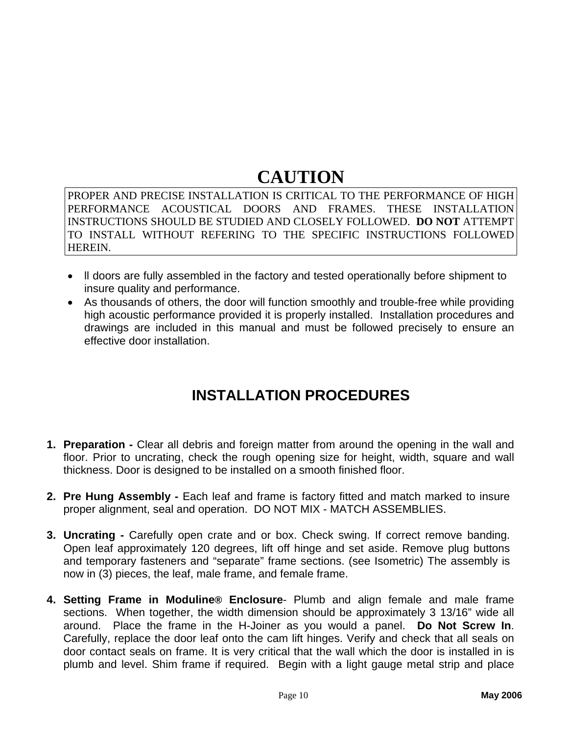# CAUTION

PROPER AND PRECISE INSTALLATION IS CRITICAL TO THE PERFORMANCE OF HIGH PERFORMANCE ACOUSTICAL DOORS AND FRAMES. THESE INSTALLATION INSTRUCTIONS SHOULD BE STUDIED AND CLOSELY FOLLOWED. **DO NOT** ATTEMPT TO INSTALL WITHOUT REFERING TO THE SPECIFIC INSTRUCTIONS FOLLOWED HEREIN.

- ll doors are fully assembled in the factory and tested operationally before shipment to insure quality and performance.
- As thousands of others, the door will function smoothly and trouble-free while providing high acoustic performance provided it is properly installed. Installation procedures and drawings are included in this manual and must be followed precisely to ensure an effective door installation.

## INSTALLATION PROCEDURES

1. **Preparation -** Clear all debris and foreign matter from around the opening in the wall and floor. Prior to uncrating, check the rough opening size for height, width, square and wall thickness. Door is designed to be installed on a smooth finished floor.

2. **Pre Hung Assembly -** Each leaf and frame is factory fitted and match marked to insure proper alignment, seal and operation. DO NOT MIX - MATCH ASSEMBLIES.

3. **Uncrating -** Carefully open crate and or box. Check swing. If correct remove banding. Open leaf approximately 120 degrees, lift off hinge and set aside. Remove plug buttons and temporary fasteners and "separate" frame sections. (see Isometric) The assembly is now in (3) pieces, the leaf, male frame, and female frame.

4. **Setting Frame in Moduline® Enclosure**- Plumb and align female and male frame sections. When together, the width dimension should be approximately 3 13/16" wide all around. Place the frame in the H-Joiner as you would a panel. **Do Not Screw In**. Carefully, replace the door leaf onto the cam lift hinges. Verify and check that all seals on door contact seals on frame. It is very critical that the wall which the door is installed in is plumb and level. Shim frame if required. Begin with a light gauge metal strip and place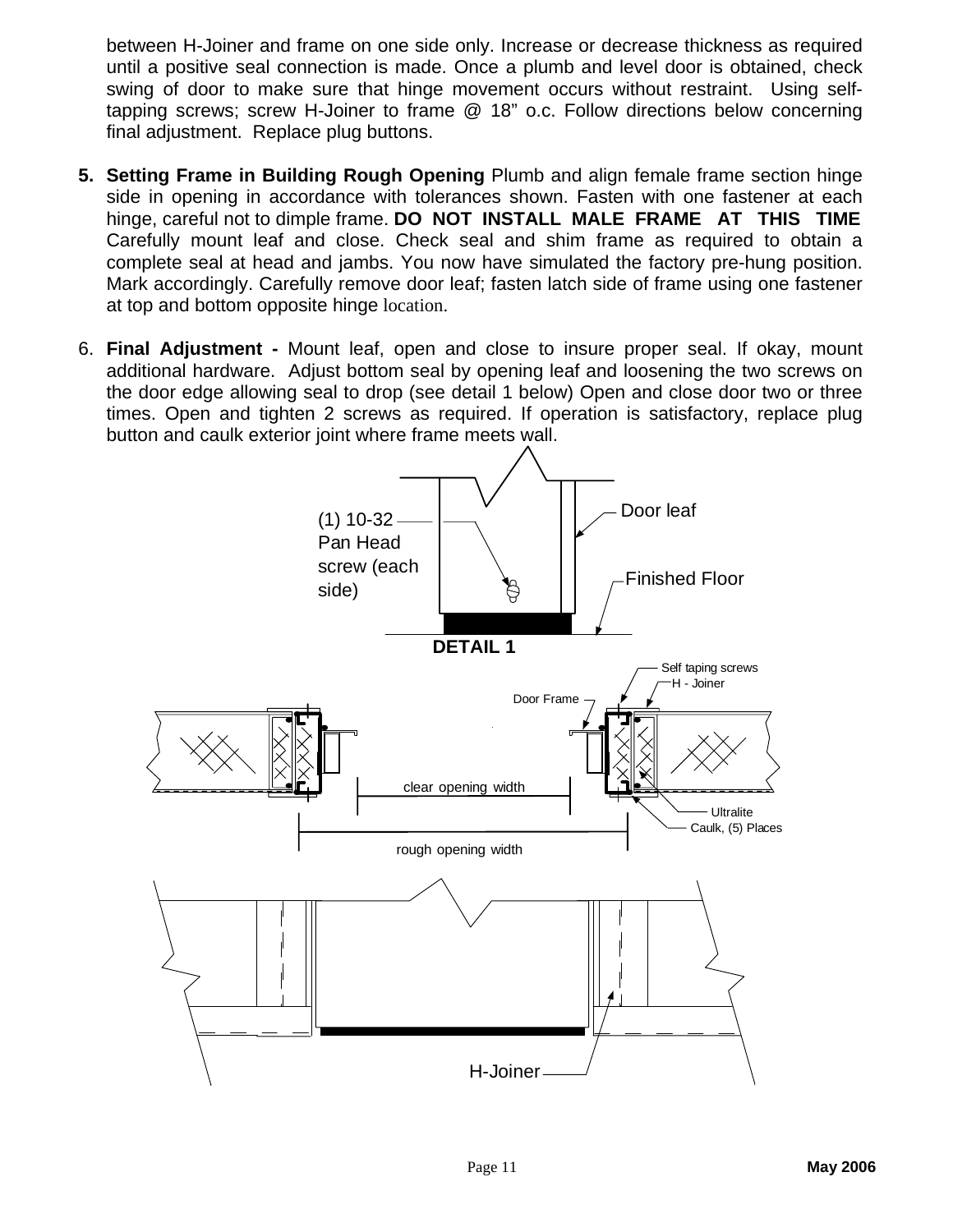between H-Joiner and frame on one side only. Increase or decrease thickness as required until a positive seal connection is made. Once a plumb and level door is obtained, check swing of door to make sure that hinge movement occurs without restraint. Using self-tapping screws; screw H-Joiner to frame @ 18" o.c. Follow directions below concerning final adjustment. Replace plug buttons.

5. **Setting Frame in Building Rough Opening** Plumb and align female frame section hinge side in opening in accordance with tolerances shown. Fasten with one fastener at each hinge, careful not to dimple frame. **DO NOT INSTALL MALE FRAME AT THIS TIME** Carefully mount leaf and close. Check seal and shim frame as required to obtain a complete seal at head and jambs. You now have simulated the factory pre-hung position. Mark accordingly. Carefully remove door leaf; fasten latch side of frame using one fastener at top and bottom opposite hinge location.

6. **Final Adjustment -** Mount leaf, open and close to insure proper seal. If okay, mount additional hardware. Adjust bottom seal by opening leaf and loosening the two screws on the door edge allowing seal to drop (see detail 1 below) Open and close door two or three times. Open and tighten 2 screws as required. If operation is satisfactory, replace plug button and caulk exterior joint where frame meets wall.

(1) 10-32 Pan Head screw (each side)

Door leaf

Finished Floor

**DETAIL 1**

Self taping screws

H - Joiner

Door Frame

clear opening width

Ultralite Caulk, (5) Places

rough opening width

H-Joiner